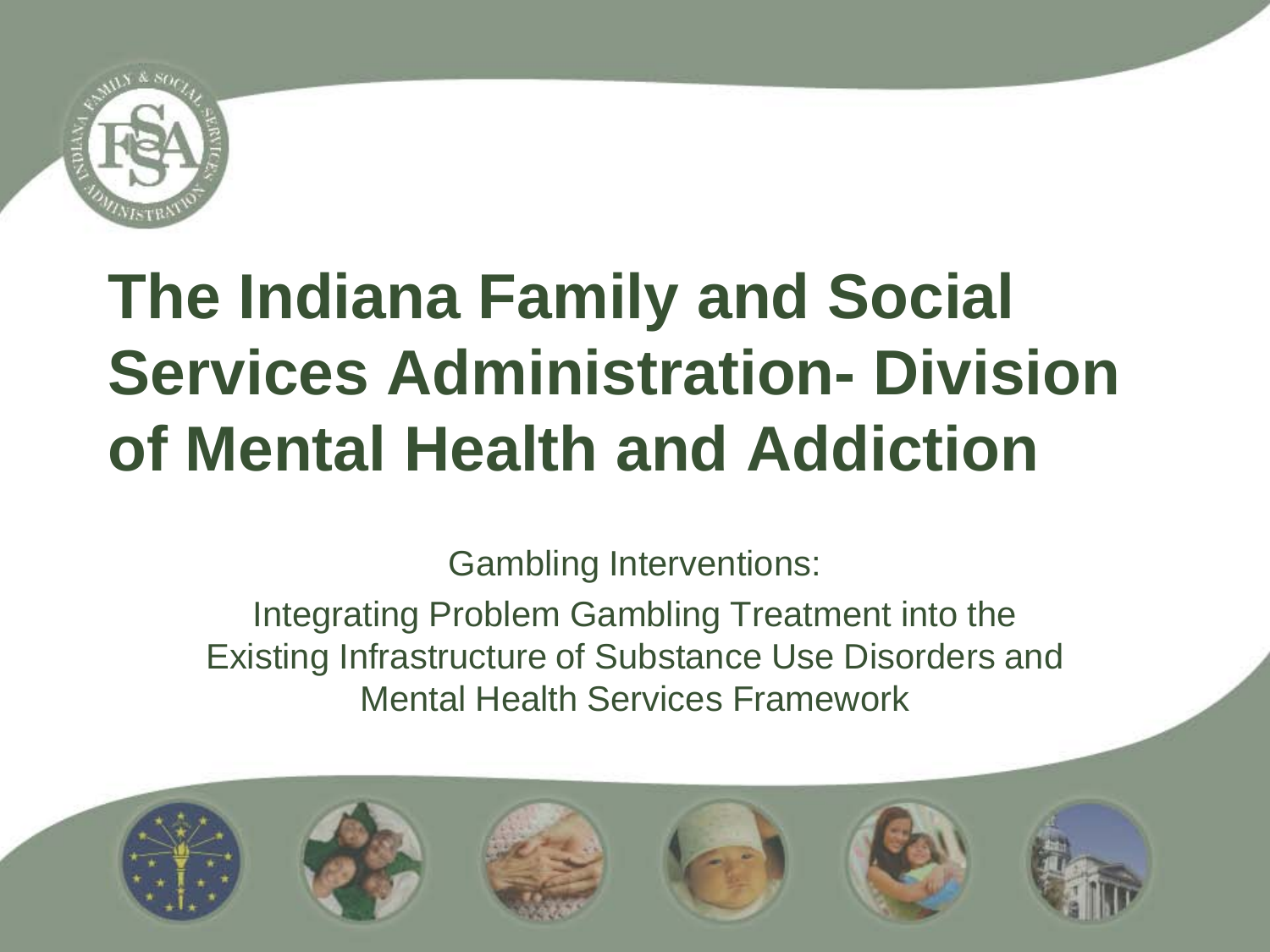# The Indiana Family and Social Services Administration- Division of Mental Health and Addiction

Gambling Interventions:

Integrating Problem Gambling Treatment into the Existing Infrastructure of Substance Use Disorders and Mental Health Services Framework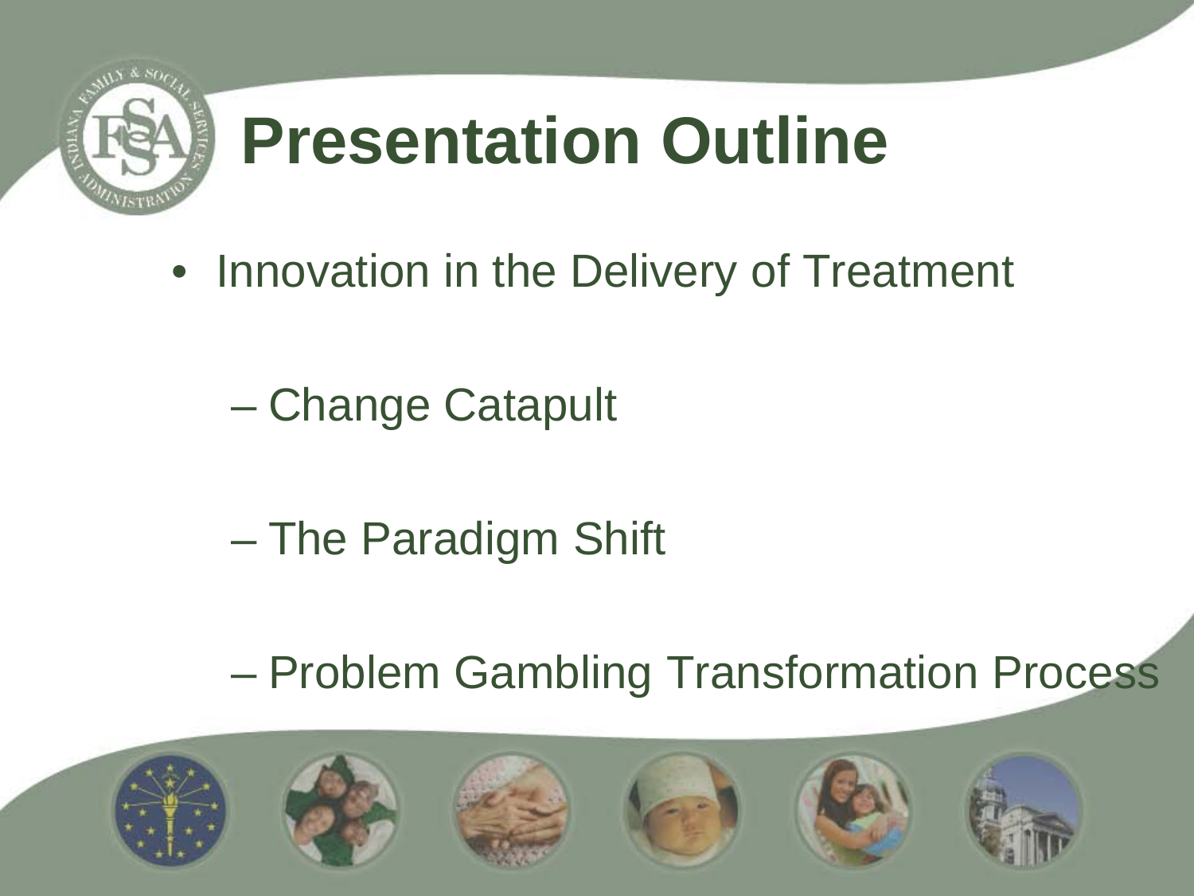# Presentation Outline

- Innovation in the Delivery of Treatment
  - Change Catapult
  - The Paradigm Shift
  - Problem Gambling Transformation Process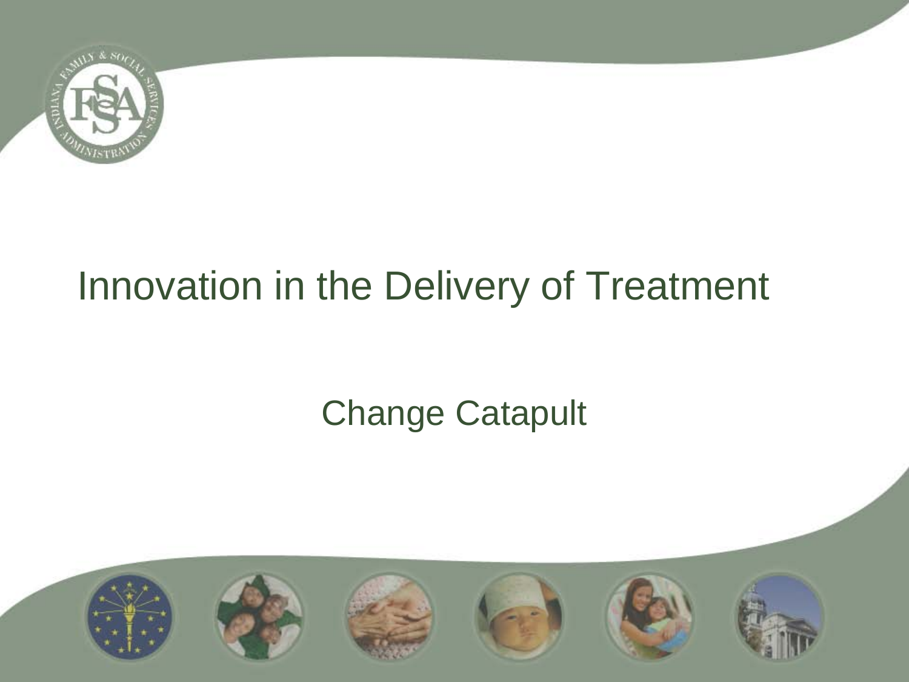# Innovation in the Delivery of Treatment

## Change Catapult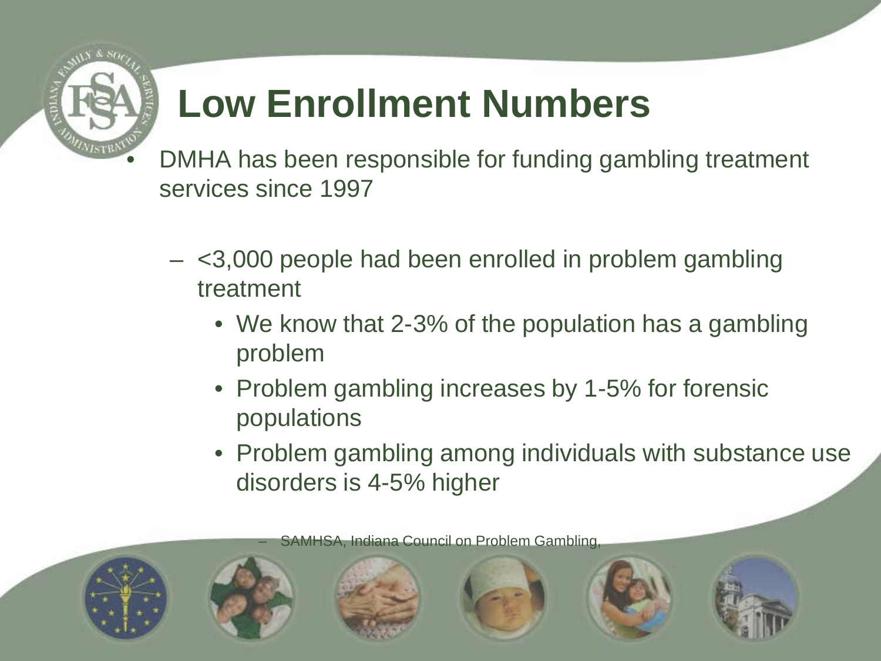# Low Enrollment Numbers

- DMHA has been responsible for funding gambling treatment services since 1997
  - <3,000 people had been enrolled in problem gambling treatment
    - We know that 2-3% of the population has a gambling problem
    - Problem gambling increases by 1-5% for forensic populations
    - Problem gambling among individuals with substance use disorders is 4-5% higher

– SAMHSA, Indiana Council on Problem Gambling,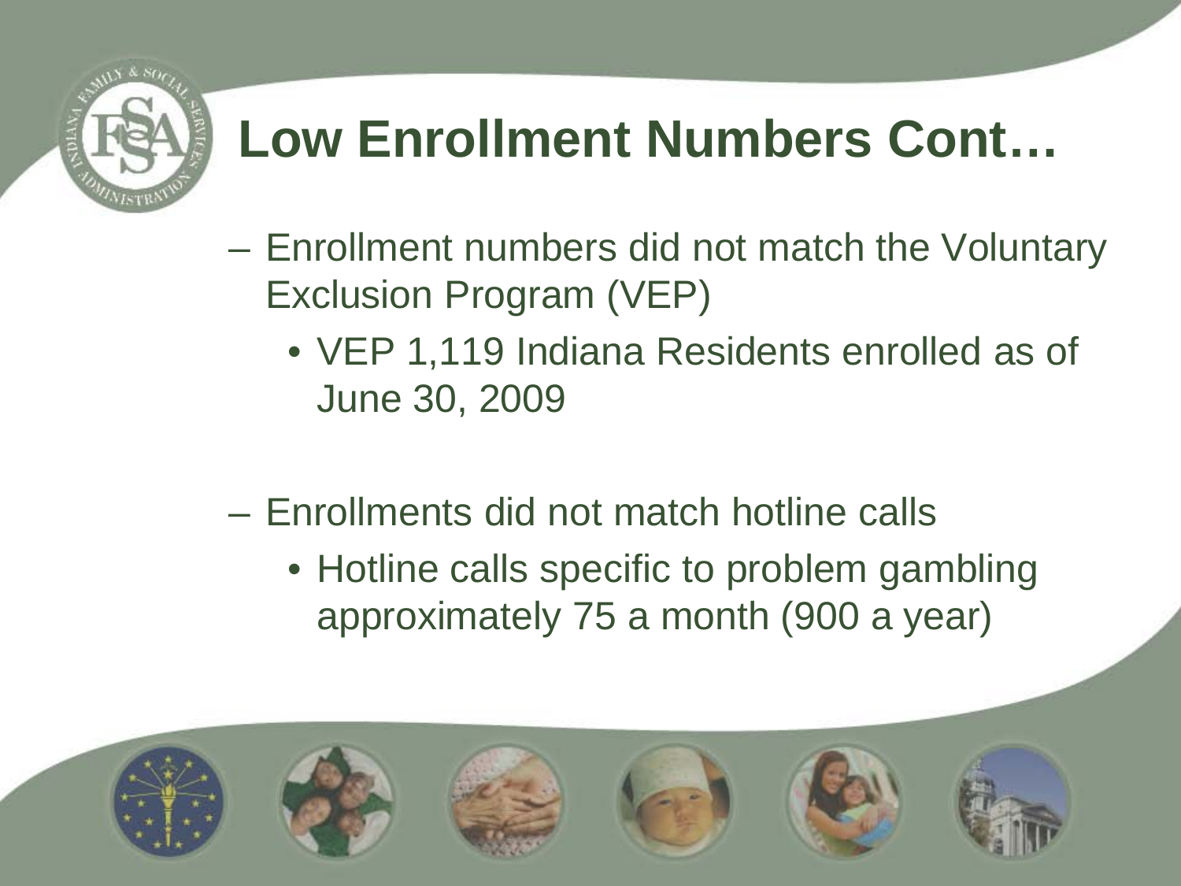# Low Enrollment Numbers Cont…

- Enrollment numbers did not match the Voluntary Exclusion Program (VEP)
  - VEP 1,119 Indiana Residents enrolled as of June 30, 2009
- Enrollments did not match hotline calls
  - Hotline calls specific to problem gambling approximately 75 a month (900 a year)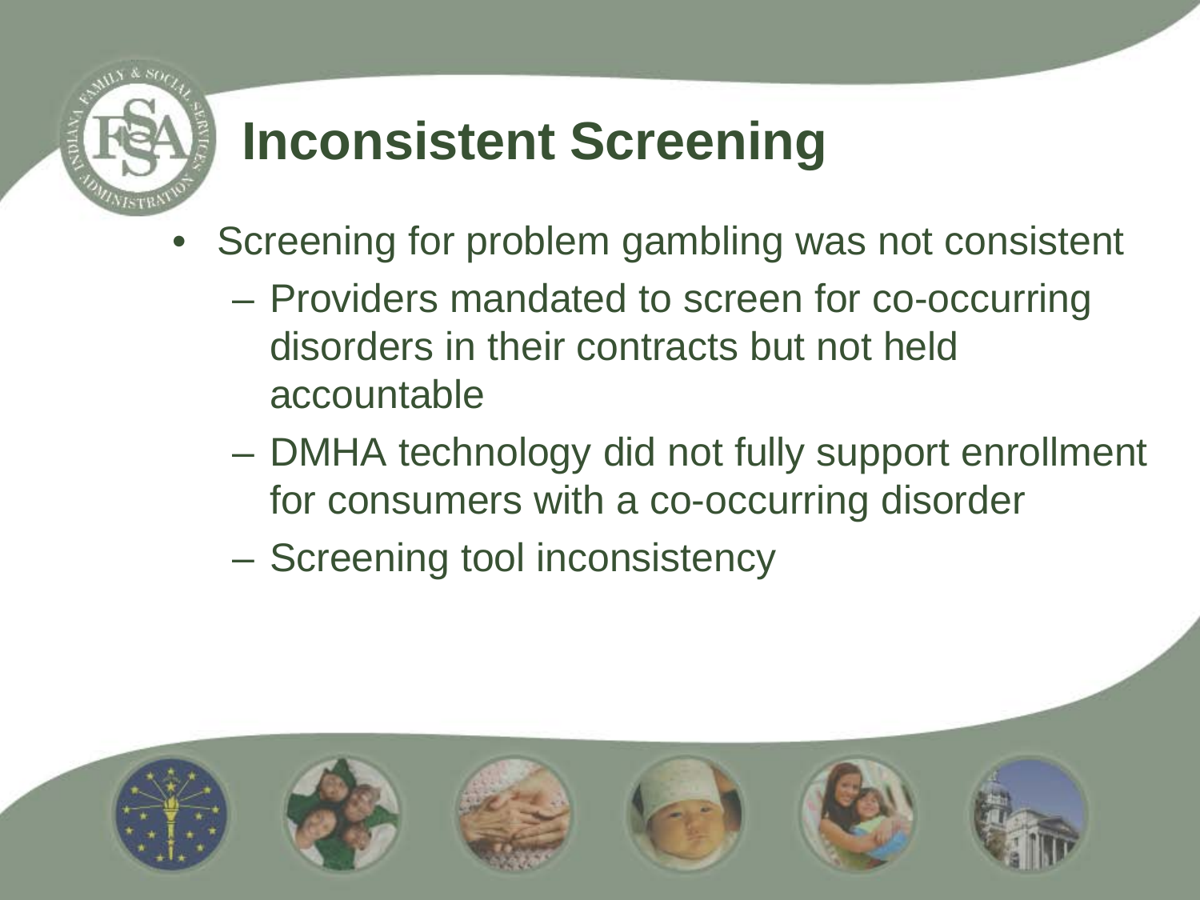# Inconsistent Screening

- Screening for problem gambling was not consistent
  - Providers mandated to screen for co-occurring disorders in their contracts but not held accountable
  - DMHA technology did not fully support enrollment for consumers with a co-occurring disorder
  - Screening tool inconsistency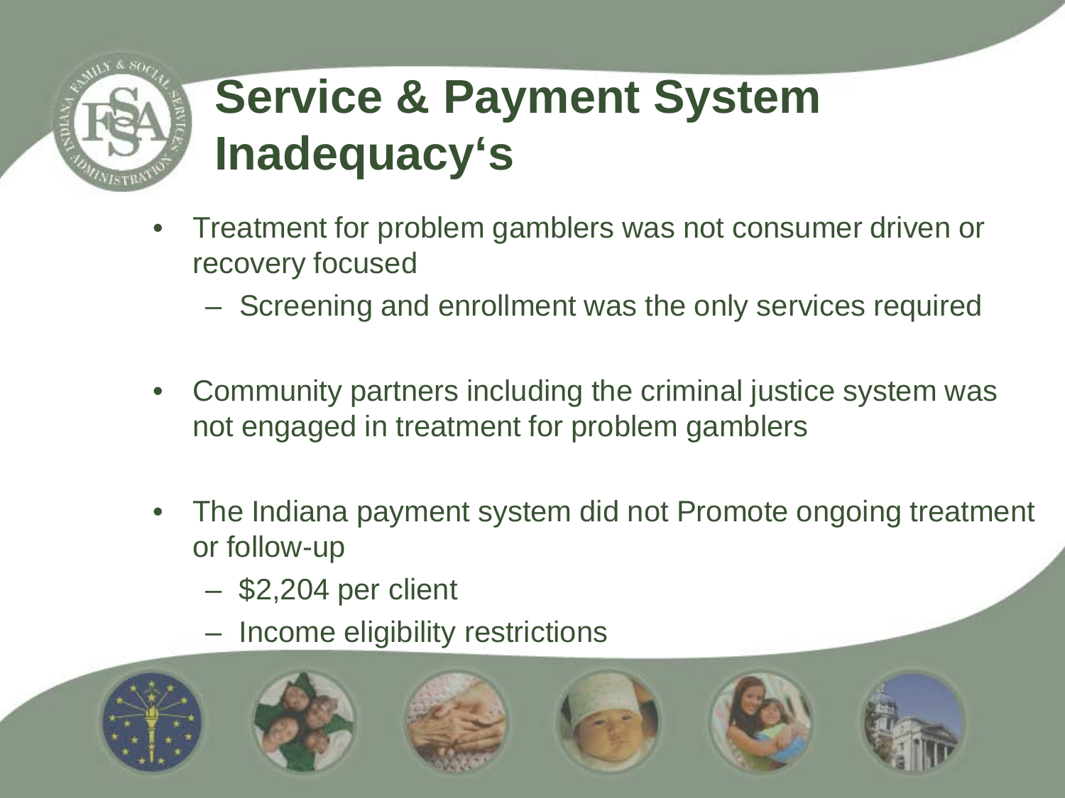# Service & Payment System Inadequacy's

- Treatment for problem gamblers was not consumer driven or recovery focused
  - Screening and enrollment was the only services required
- Community partners including the criminal justice system was not engaged in treatment for problem gamblers
- The Indiana payment system did not Promote ongoing treatment or follow-up
  - $2,204 per client
  - Income eligibility restrictions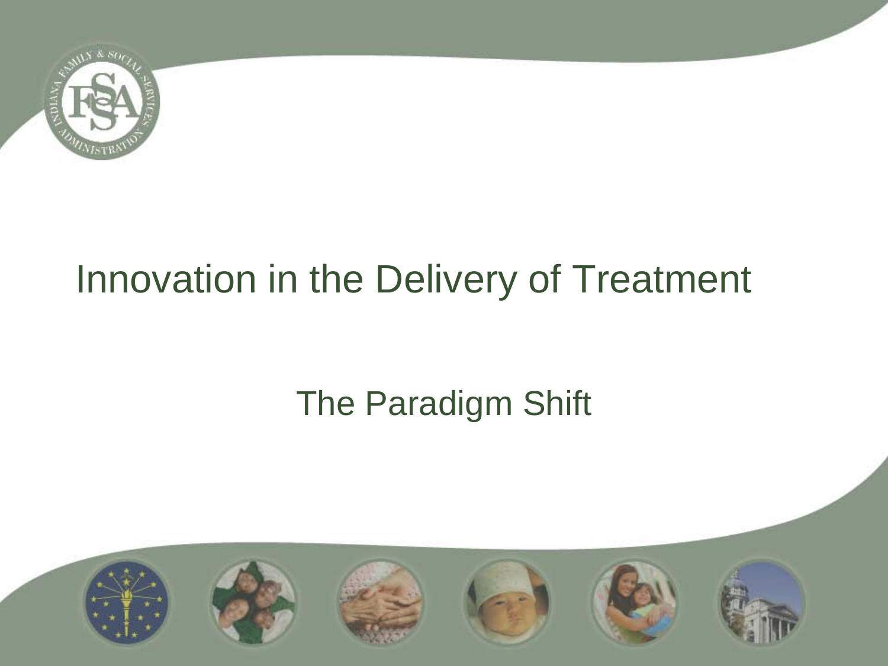# Innovation in the Delivery of Treatment

## The Paradigm Shift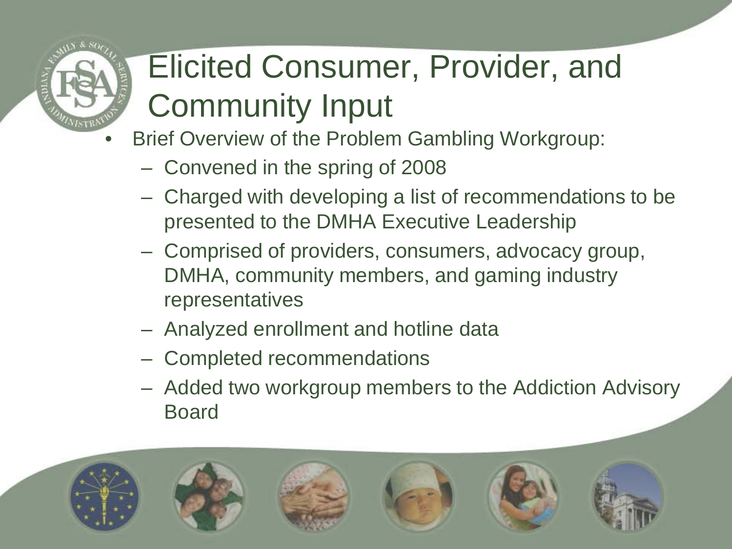# Elicited Consumer, Provider, and Community Input

- Brief Overview of the Problem Gambling Workgroup:
  - Convened in the spring of 2008
  - Charged with developing a list of recommendations to be presented to the DMHA Executive Leadership
  - Comprised of providers, consumers, advocacy group, DMHA, community members, and gaming industry representatives
  - Analyzed enrollment and hotline data
  - Completed recommendations
  - Added two workgroup members to the Addiction Advisory Board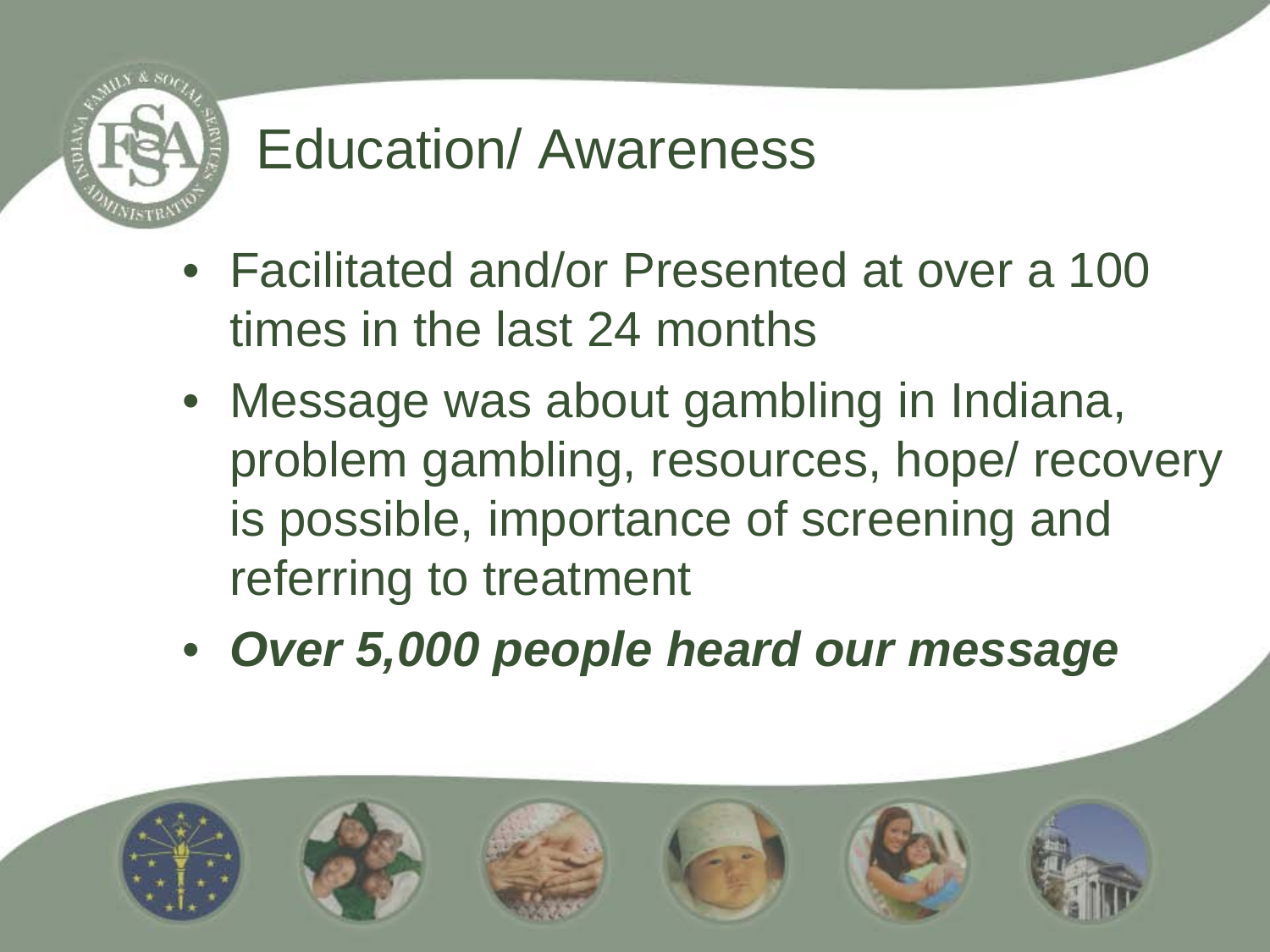# Education/ Awareness

- Facilitated and/or Presented at over a 100 times in the last 24 months
- Message was about gambling in Indiana, problem gambling, resources, hope/ recovery is possible, importance of screening and referring to treatment
- ***Over 5,000 people heard our message***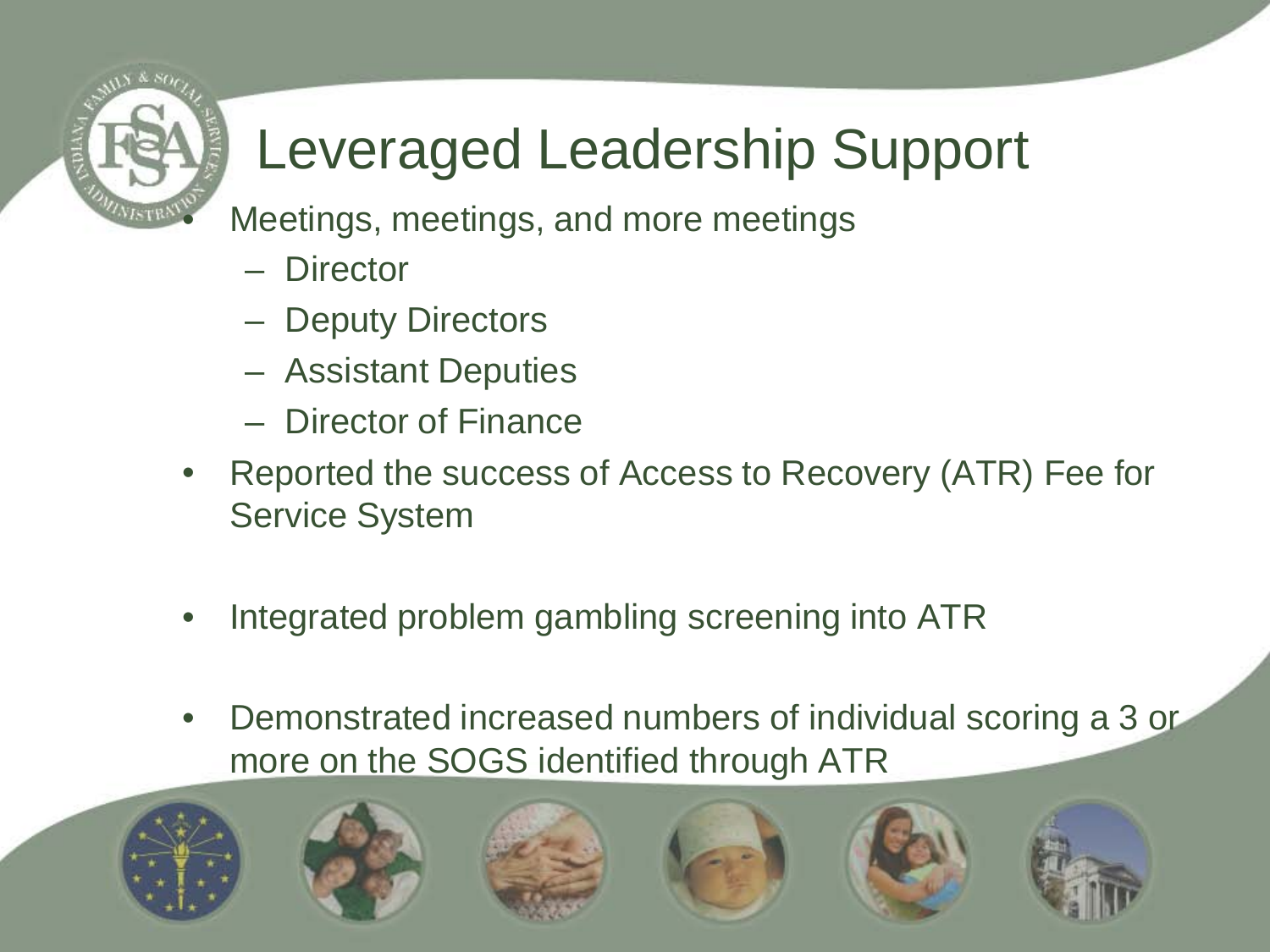# Leveraged Leadership Support

- Meetings, meetings, and more meetings
  - Director
  - Deputy Directors
  - Assistant Deputies
  - Director of Finance
- Reported the success of Access to Recovery (ATR) Fee for Service System
- Integrated problem gambling screening into ATR
- Demonstrated increased numbers of individual scoring a 3 or more on the SOGS identified through ATR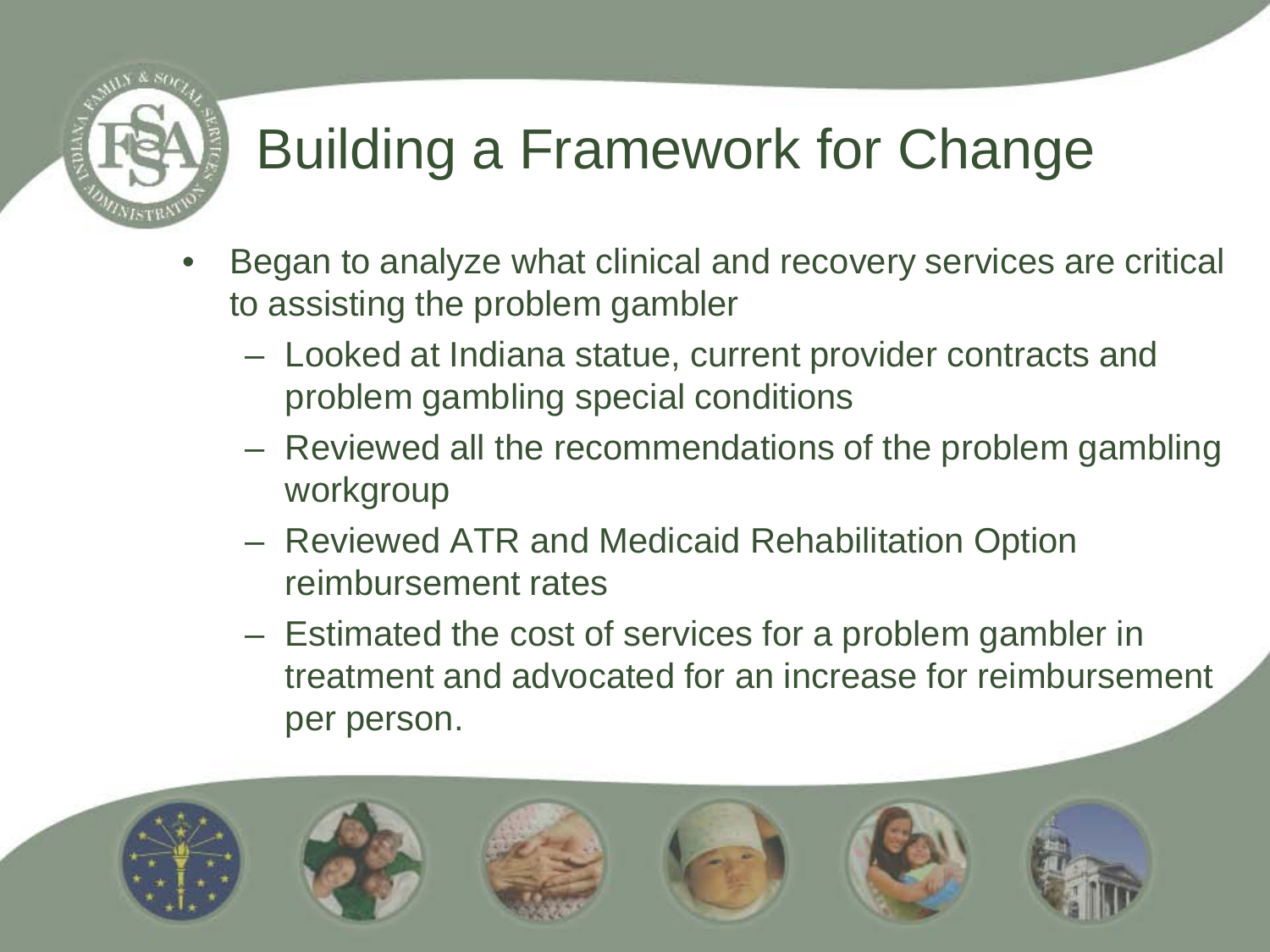# Building a Framework for Change

- Began to analyze what clinical and recovery services are critical to assisting the problem gambler
  - Looked at Indiana statue, current provider contracts and problem gambling special conditions
  - Reviewed all the recommendations of the problem gambling workgroup
  - Reviewed ATR and Medicaid Rehabilitation Option reimbursement rates
  - Estimated the cost of services for a problem gambler in treatment and advocated for an increase for reimbursement per person.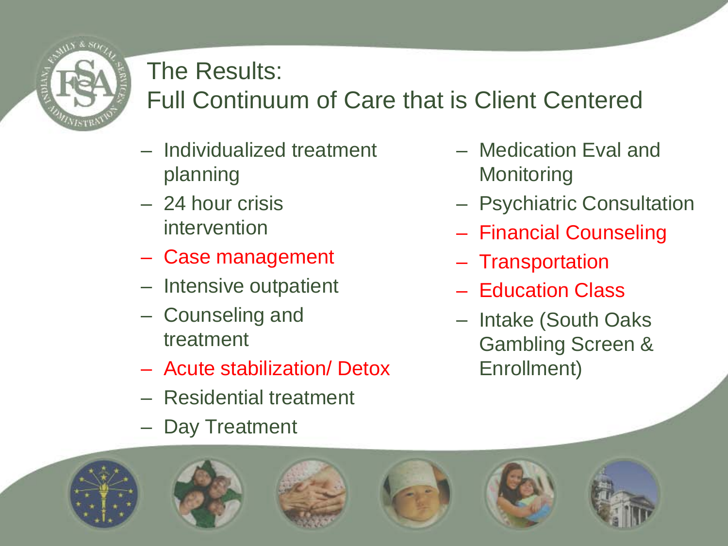# The Results:
## Full Continuum of Care that is Client Centered

- Individualized treatment planning
- 24 hour crisis intervention
- Case management
- Intensive outpatient
- Counseling and treatment
- Acute stabilization/ Detox
- Residential treatment
- Day Treatment
- Medication Eval and Monitoring
- Psychiatric Consultation
- Financial Counseling
- Transportation
- Education Class
- Intake (South Oaks Gambling Screen & Enrollment)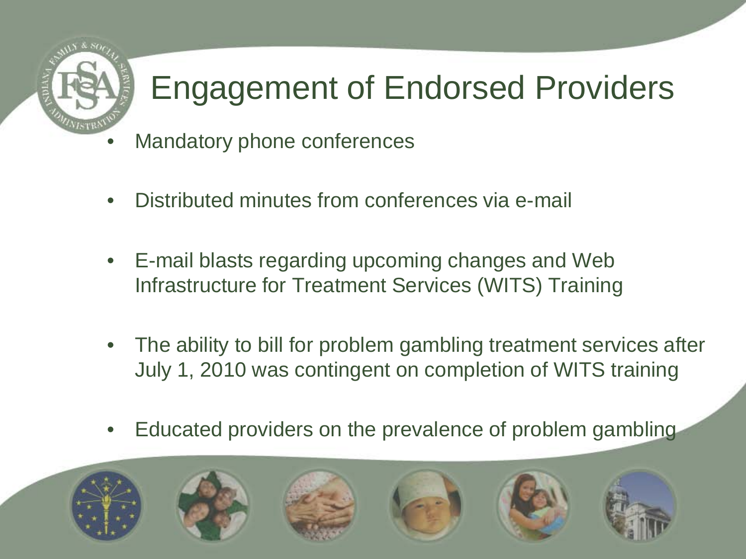# Engagement of Endorsed Providers

- Mandatory phone conferences
- Distributed minutes from conferences via e-mail
- E-mail blasts regarding upcoming changes and Web Infrastructure for Treatment Services (WITS) Training
- The ability to bill for problem gambling treatment services after July 1, 2010 was contingent on completion of WITS training
- Educated providers on the prevalence of problem gambling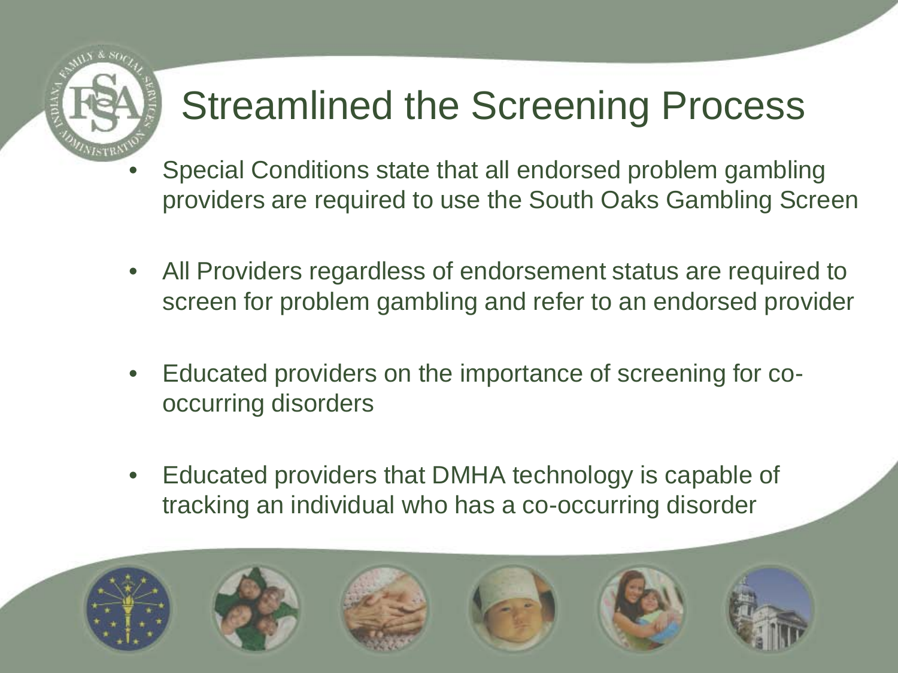# Streamlined the Screening Process

- Special Conditions state that all endorsed problem gambling providers are required to use the South Oaks Gambling Screen
- All Providers regardless of endorsement status are required to screen for problem gambling and refer to an endorsed provider
- Educated providers on the importance of screening for co-occurring disorders
- Educated providers that DMHA technology is capable of tracking an individual who has a co-occurring disorder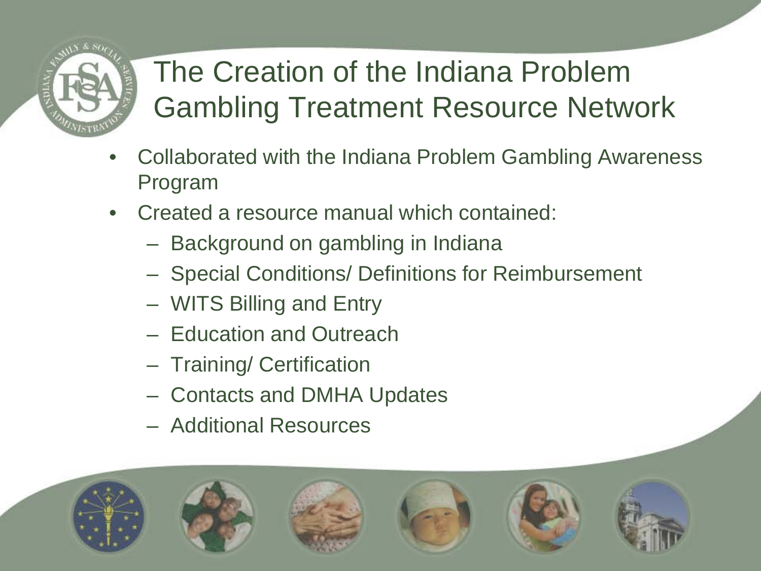# The Creation of the Indiana Problem Gambling Treatment Resource Network

- Collaborated with the Indiana Problem Gambling Awareness Program
- Created a resource manual which contained:
  - Background on gambling in Indiana
  - Special Conditions/ Definitions for Reimbursement
  - WITS Billing and Entry
  - Education and Outreach
  - Training/ Certification
  - Contacts and DMHA Updates
  - Additional Resources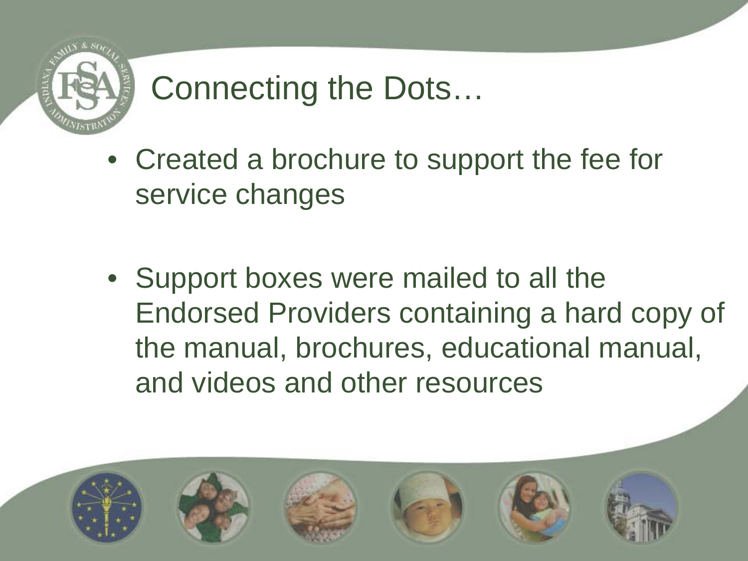# Connecting the Dots…

- Created a brochure to support the fee for service changes

- Support boxes were mailed to all the Endorsed Providers containing a hard copy of the manual, brochures, educational manual, and videos and other resources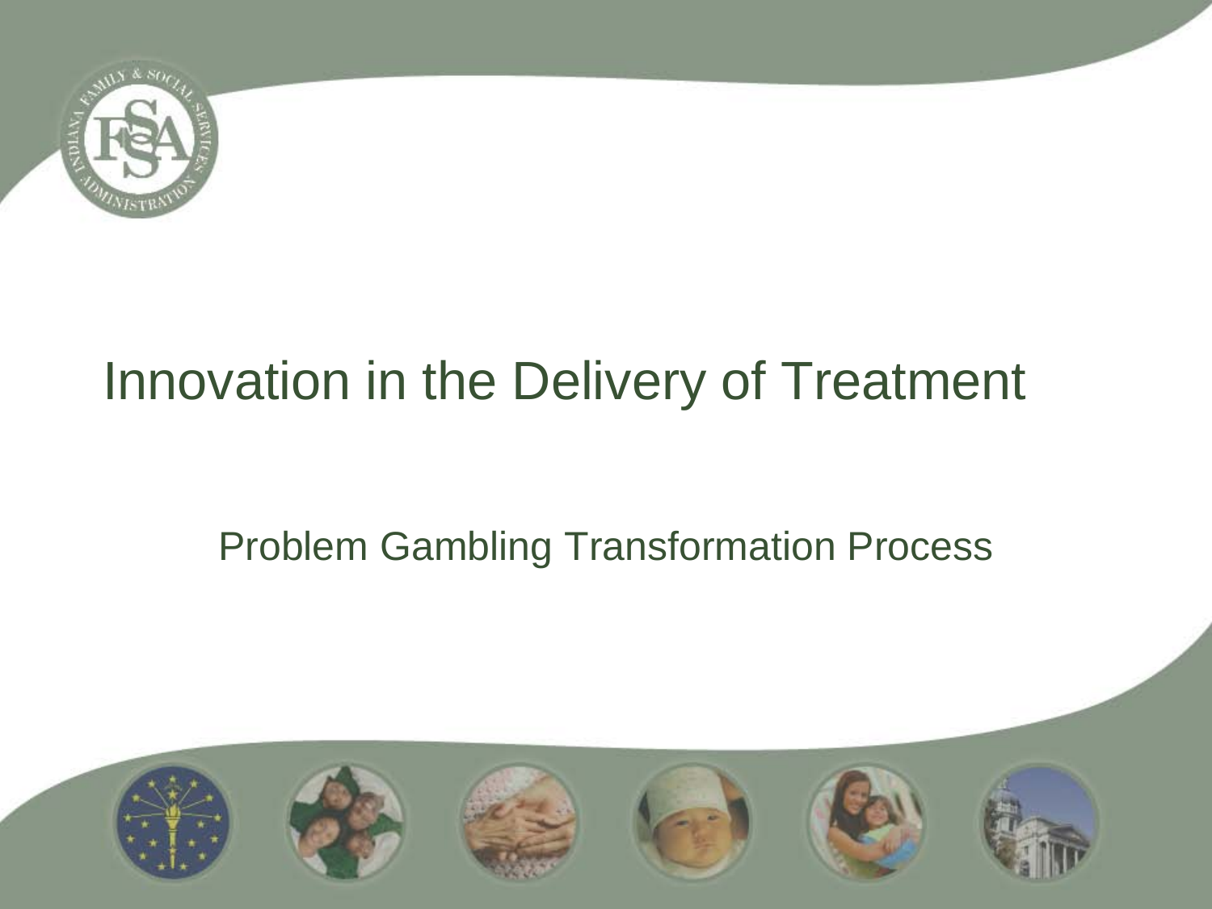# Innovation in the Delivery of Treatment

## Problem Gambling Transformation Process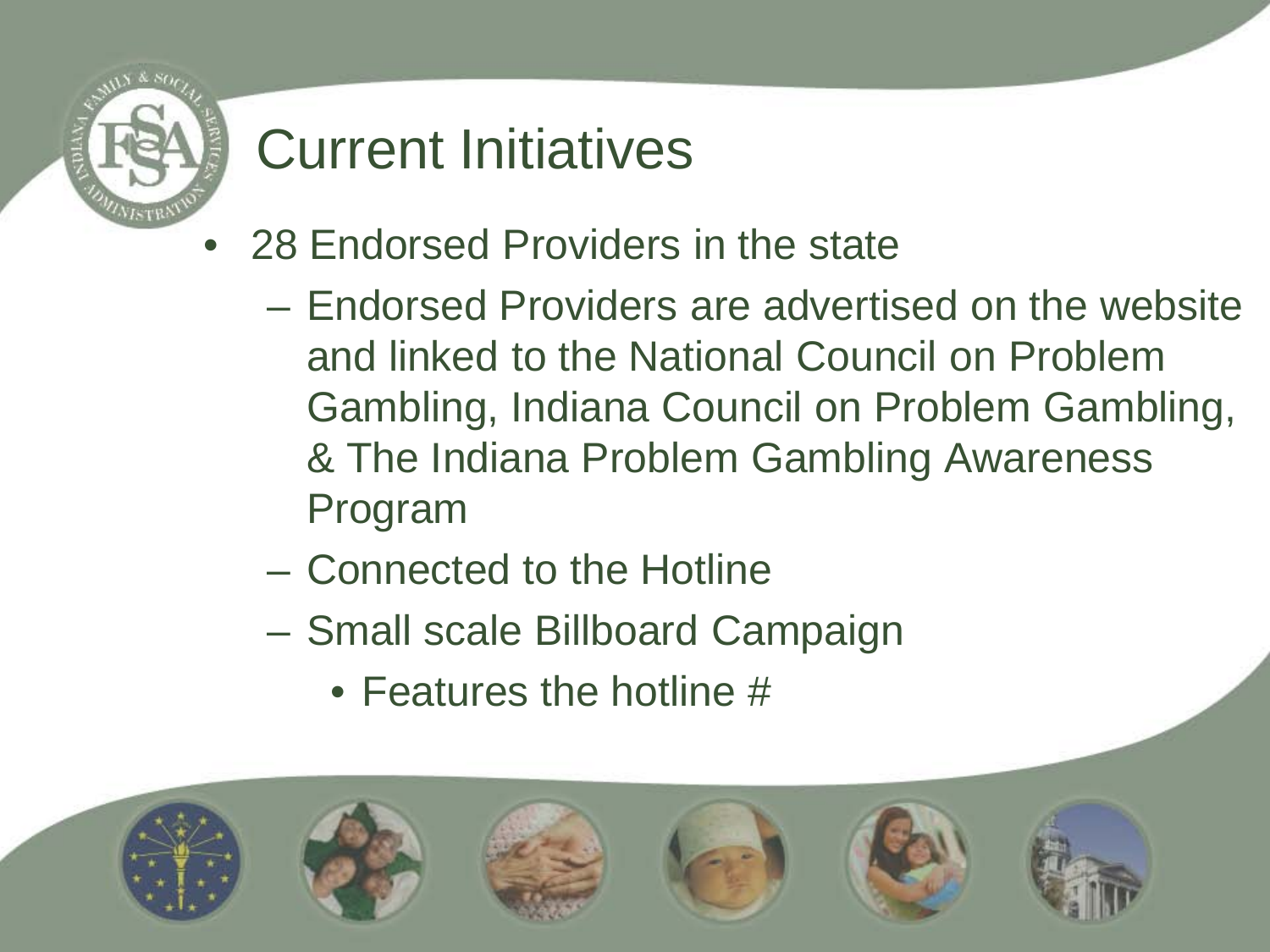# Current Initiatives

- 28 Endorsed Providers in the state
  - Endorsed Providers are advertised on the website and linked to the National Council on Problem Gambling, Indiana Council on Problem Gambling, & The Indiana Problem Gambling Awareness Program
  - Connected to the Hotline
  - Small scale Billboard Campaign
    - Features the hotline #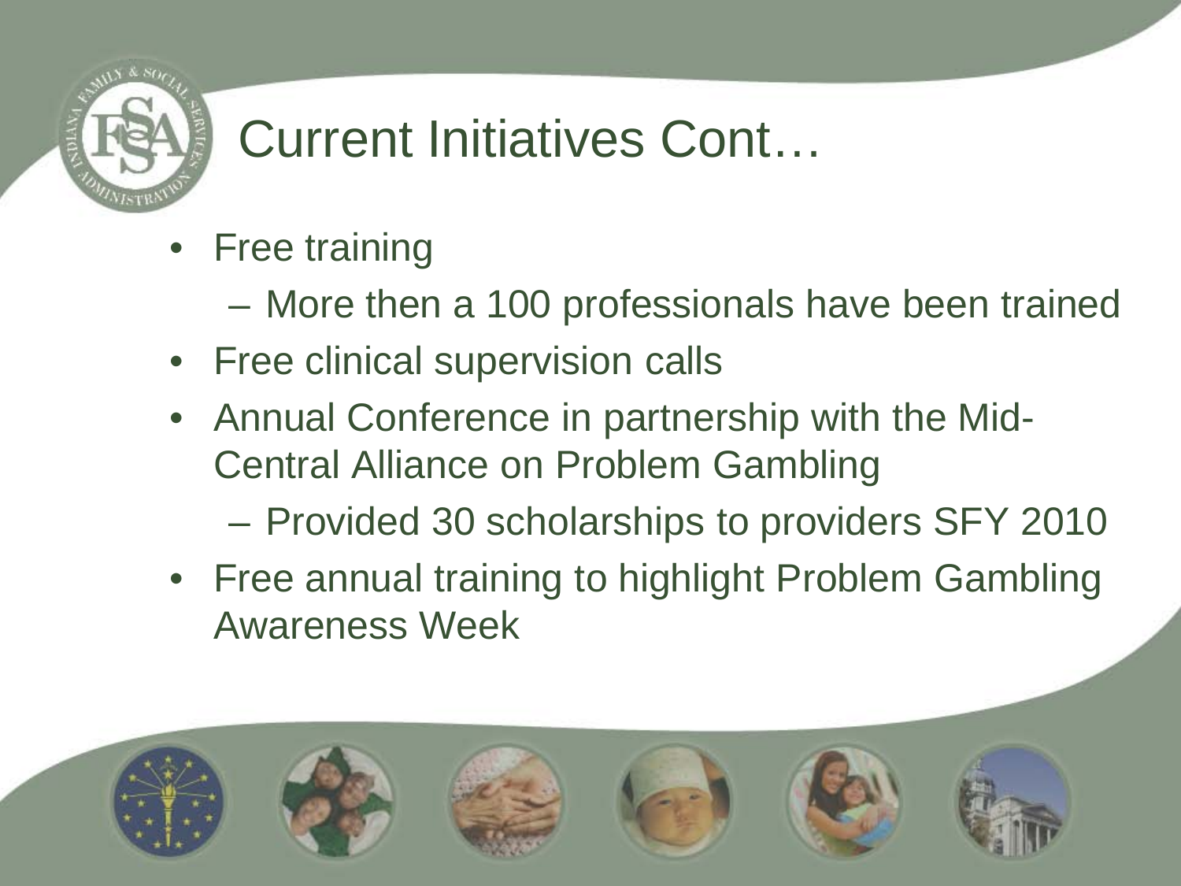# Current Initiatives Cont…

- Free training
  - More then a 100 professionals have been trained
- Free clinical supervision calls
- Annual Conference in partnership with the Mid-Central Alliance on Problem Gambling
  - Provided 30 scholarships to providers SFY 2010
- Free annual training to highlight Problem Gambling Awareness Week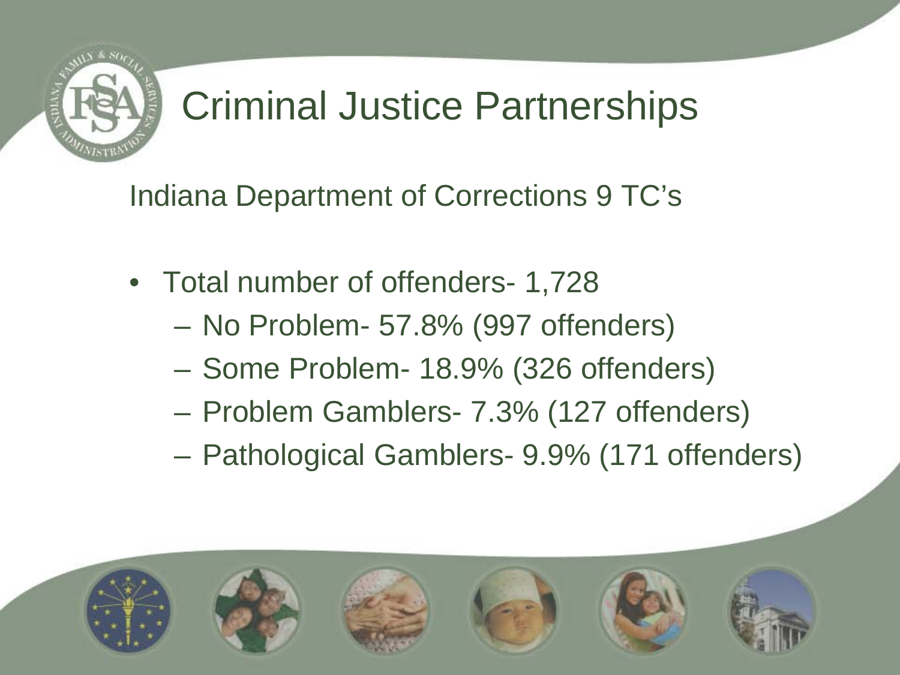# Criminal Justice Partnerships

Indiana Department of Corrections 9 TC's

- Total number of offenders- 1,728
  - No Problem- 57.8% (997 offenders)
  - Some Problem- 18.9% (326 offenders)
  - Problem Gamblers- 7.3% (127 offenders)
  - Pathological Gamblers- 9.9% (171 offenders)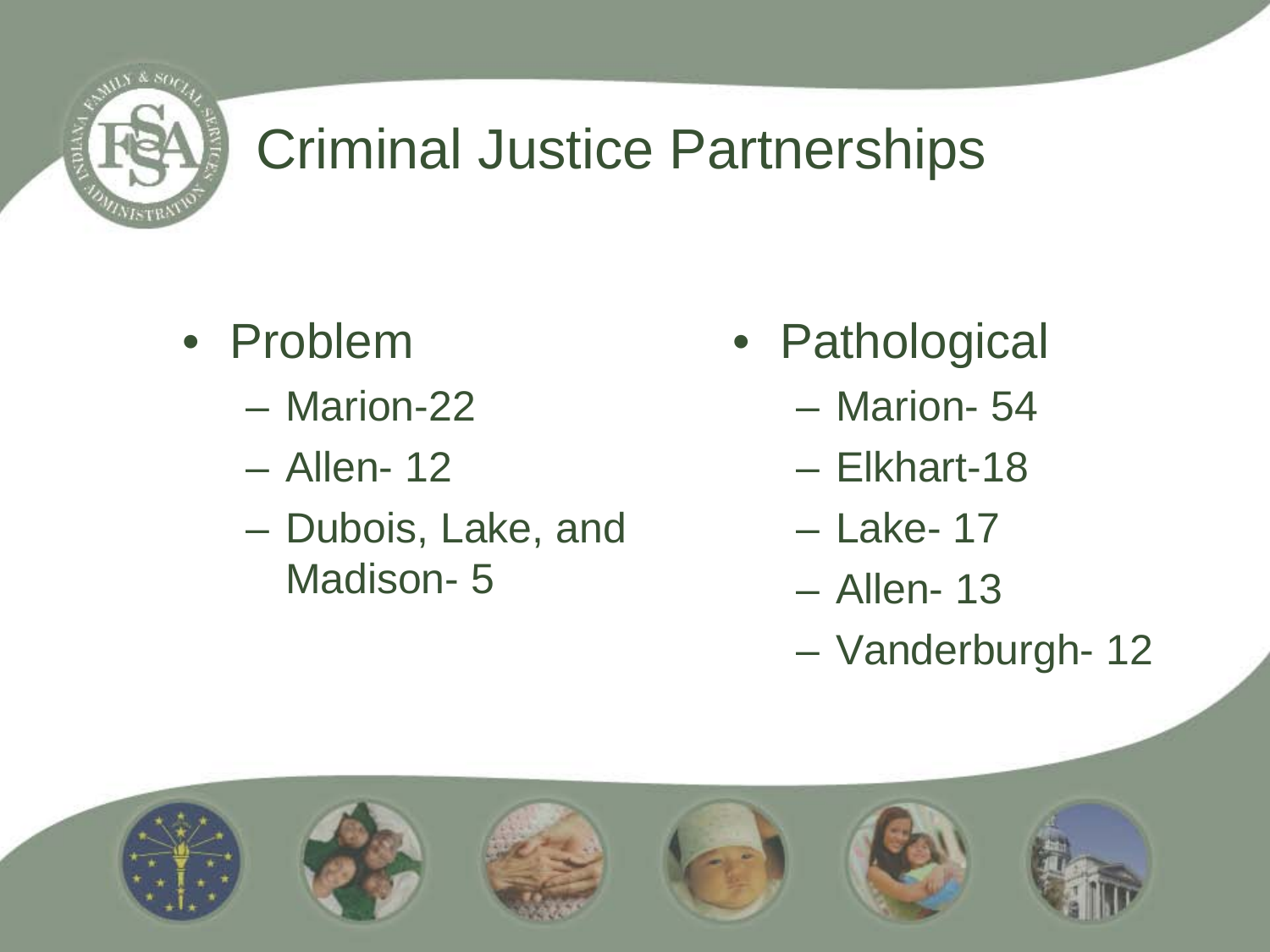# Criminal Justice Partnerships

- Problem
  - Marion-22
  - Allen- 12
  - Dubois, Lake, and Madison- 5
- Pathological
  - Marion- 54
  - Elkhart-18
  - Lake- 17
  - Allen- 13
  - Vanderburgh- 12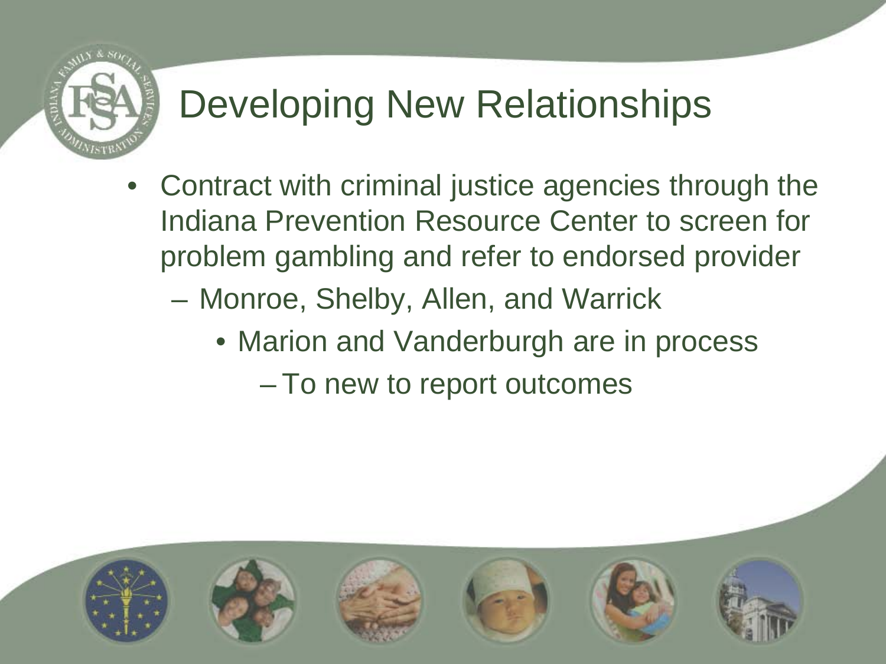# Developing New Relationships

- Contract with criminal justice agencies through the Indiana Prevention Resource Center to screen for problem gambling and refer to endorsed provider
  - Monroe, Shelby, Allen, and Warrick
    - Marion and Vanderburgh are in process
      - To new to report outcomes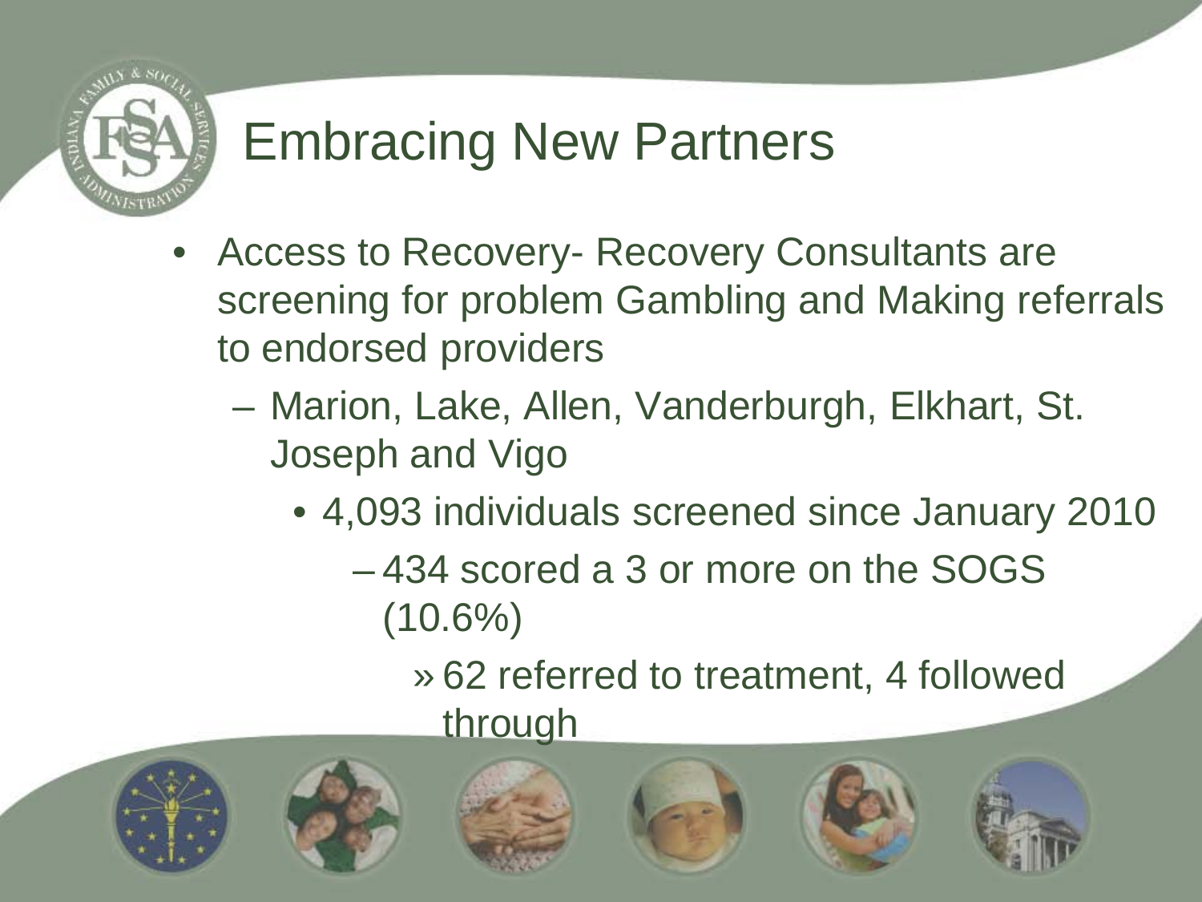# Embracing New Partners

- Access to Recovery- Recovery Consultants are screening for problem Gambling and Making referrals to endorsed providers
  - Marion, Lake, Allen, Vanderburgh, Elkhart, St. Joseph and Vigo
    - 4,093 individuals screened since January 2010
      - 434 scored a 3 or more on the SOGS (10.6%)
        - 62 referred to treatment, 4 followed through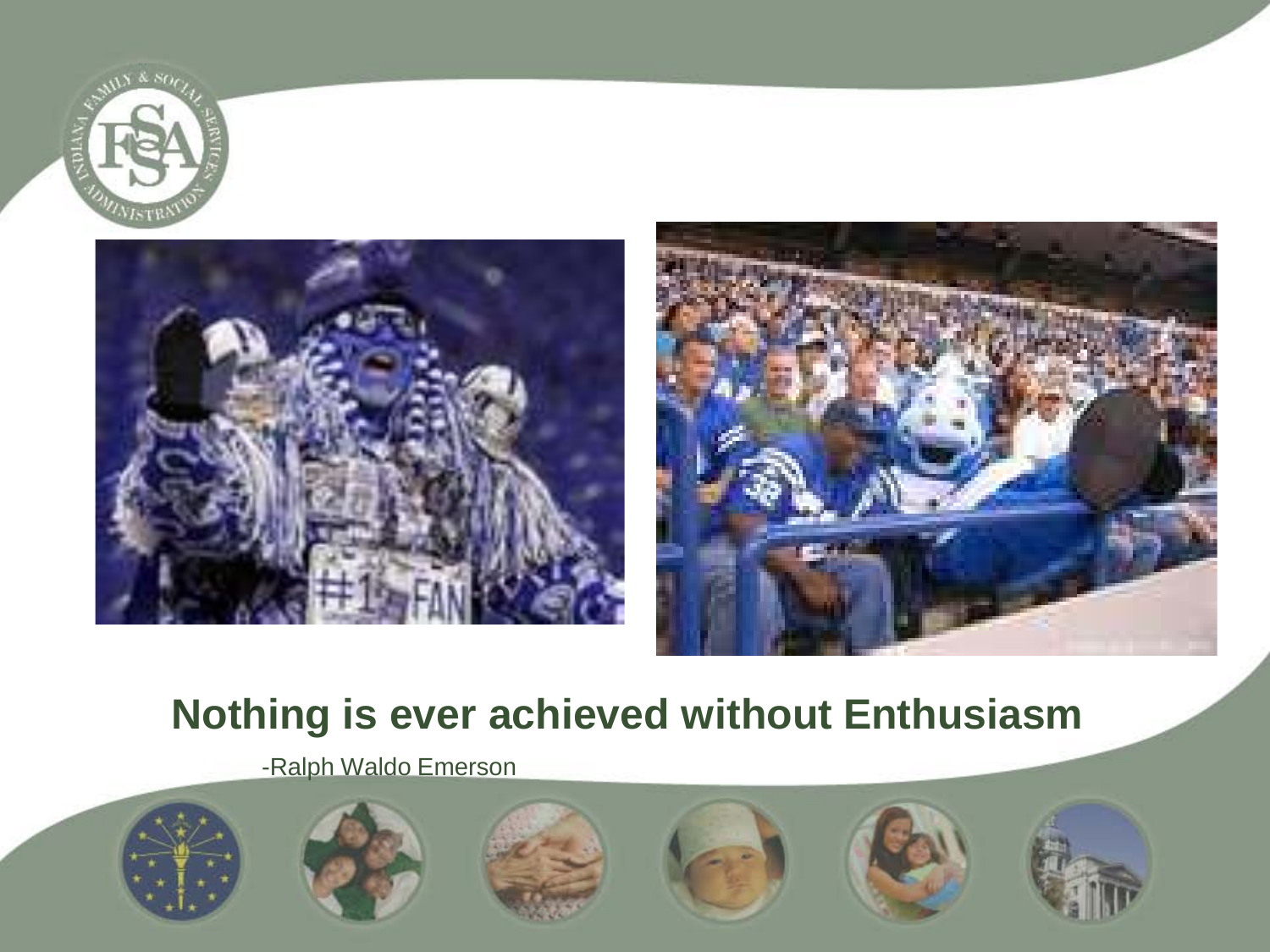**Nothing is ever achieved without Enthusiasm**

-Ralph Waldo Emerson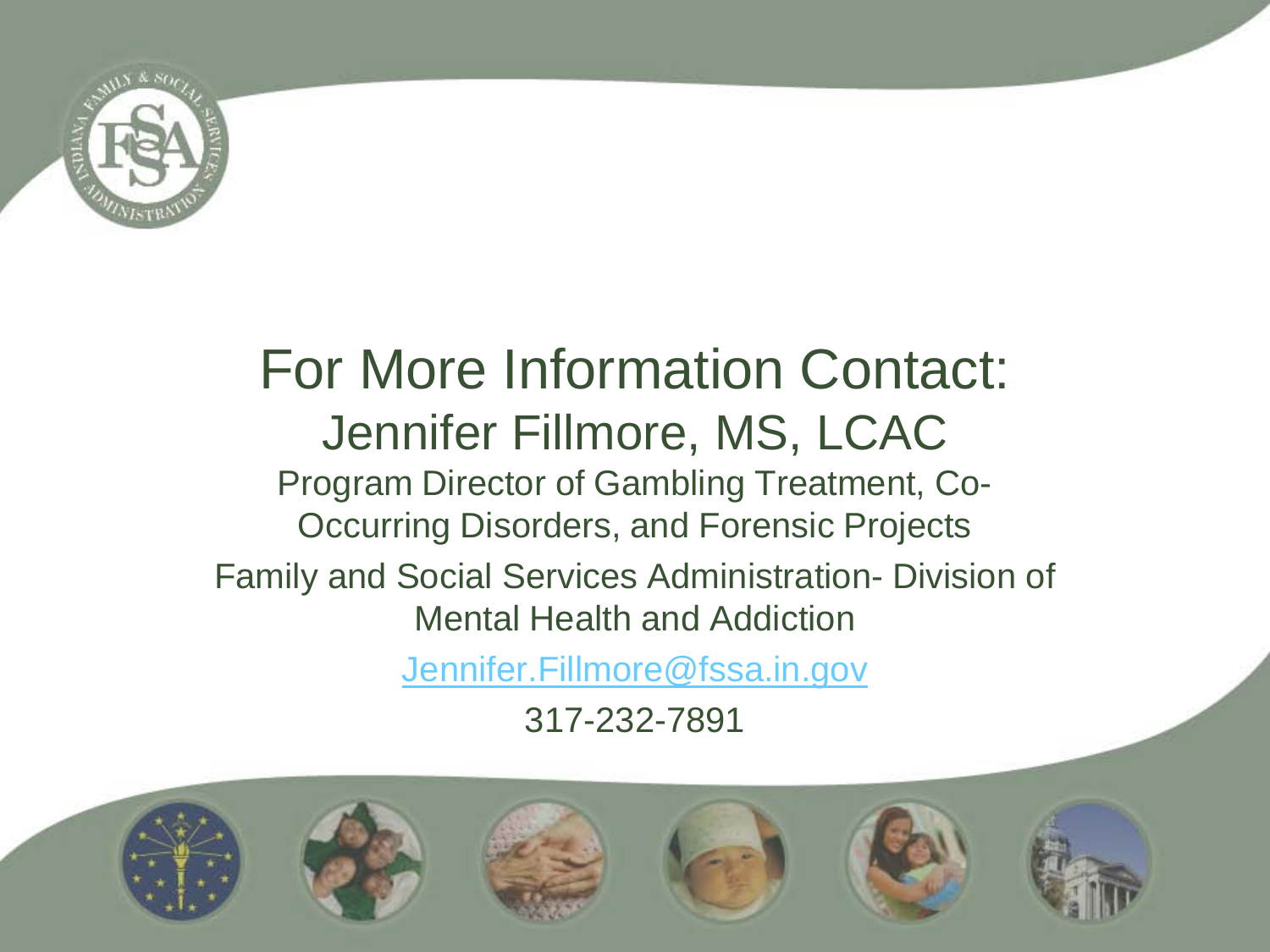# For More Information Contact:

## Jennifer Fillmore, MS, LCAC

Program Director of Gambling Treatment, Co-Occurring Disorders, and Forensic Projects

Family and Social Services Administration- Division of Mental Health and Addiction

Jennifer.Fillmore@fssa.in.gov

317-232-7891